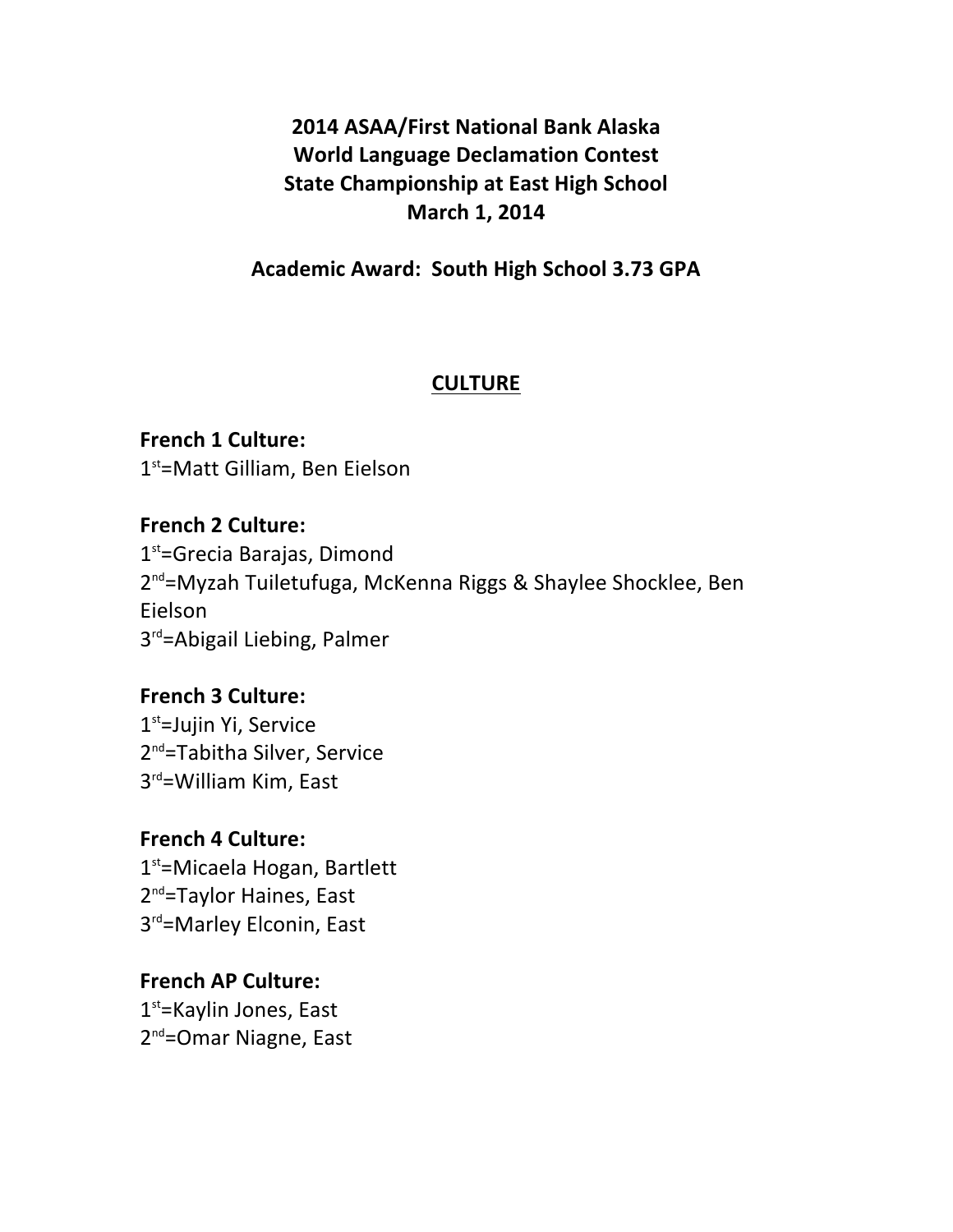# 2014 ASAA/First National Bank Alaska World Language Declamation Contest State Championship at East High School March 1, 2014

**Academic Award: South High School 3.73 GPA**

## CULTURE

**French 1 Culture:**
1st=Matt Gilliam, Ben Eielson

**French 2 Culture:**
1st=Grecia Barajas, Dimond
2nd=Myzah Tuiletufuga, McKenna Riggs & Shaylee Shocklee, Ben Eielson
3rd=Abigail Liebing, Palmer

**French 3 Culture:**
1st=Jujin Yi, Service
2nd=Tabitha Silver, Service
3rd=William Kim, East

**French 4 Culture:**
1st=Micaela Hogan, Bartlett
2nd=Taylor Haines, East
3rd=Marley Elconin, East

**French AP Culture:**
1st=Kaylin Jones, East
2nd=Omar Niagne, East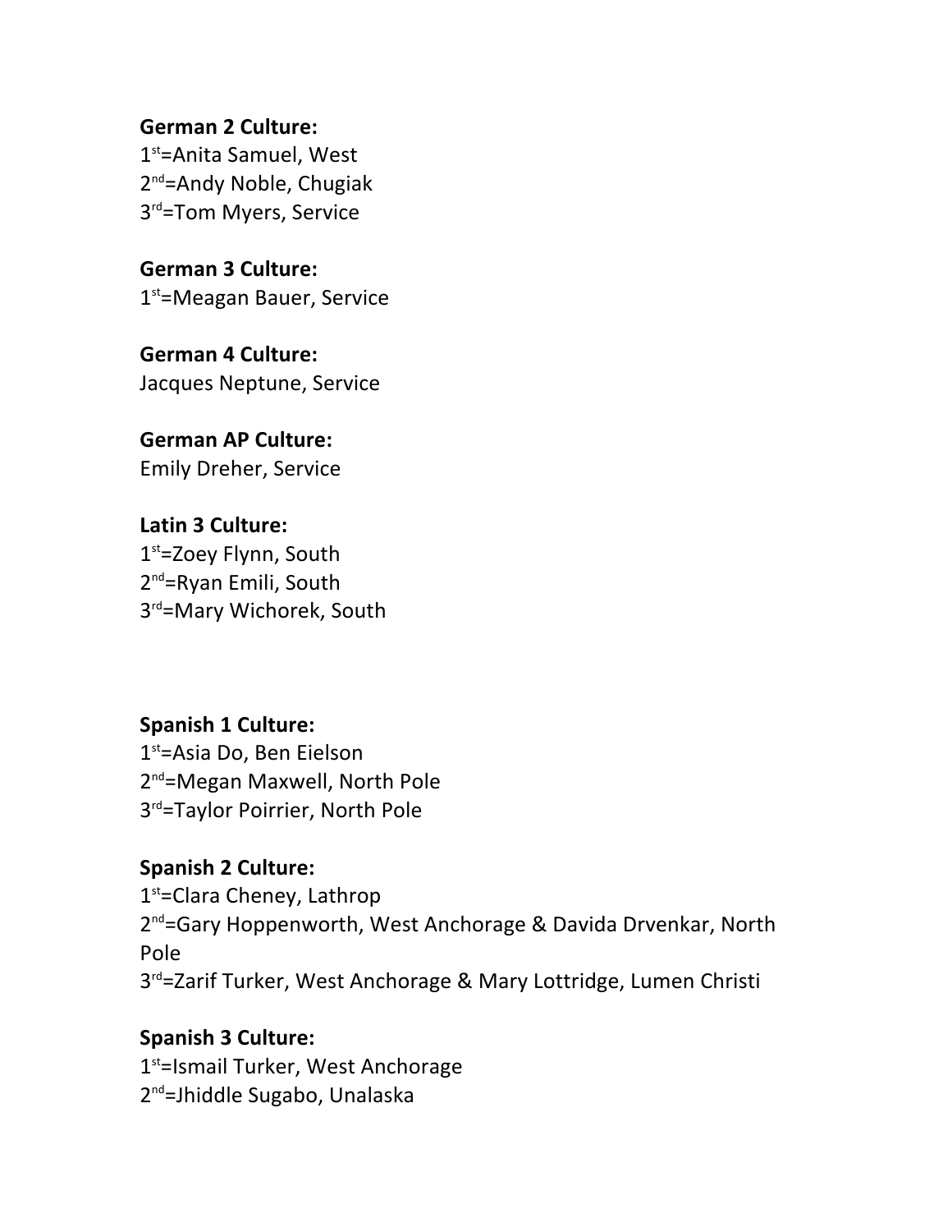**German 2 Culture:**
1st=Anita Samuel, West
2nd=Andy Noble, Chugiak
3rd=Tom Myers, Service

**German 3 Culture:**
1st=Meagan Bauer, Service

**German 4 Culture:**
Jacques Neptune, Service

**German AP Culture:**
Emily Dreher, Service

**Latin 3 Culture:**
1st=Zoey Flynn, South
2nd=Ryan Emili, South
3rd=Mary Wichorek, South

**Spanish 1 Culture:**
1st=Asia Do, Ben Eielson
2nd=Megan Maxwell, North Pole
3rd=Taylor Poirrier, North Pole

**Spanish 2 Culture:**
1st=Clara Cheney, Lathrop
2nd=Gary Hoppenworth, West Anchorage & Davida Drvenkar, North Pole
3rd=Zarif Turker, West Anchorage & Mary Lottridge, Lumen Christi

**Spanish 3 Culture:**
1st=Ismail Turker, West Anchorage
2nd=Jhiddle Sugabo, Unalaska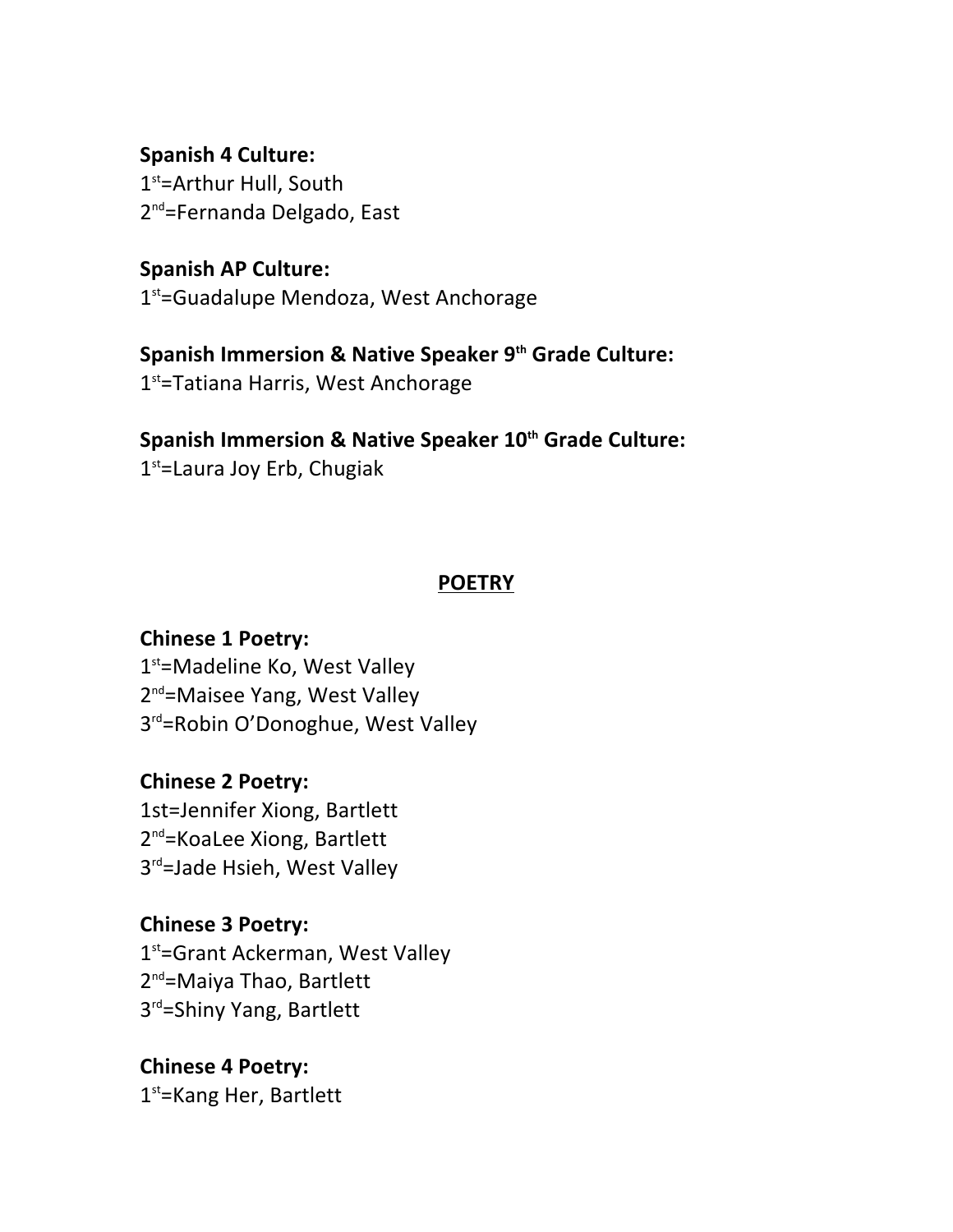**Spanish 4 Culture:**
1st=Arthur Hull, South
2nd=Fernanda Delgado, East

**Spanish AP Culture:**
1st=Guadalupe Mendoza, West Anchorage

**Spanish Immersion & Native Speaker 9th Grade Culture:**
1st=Tatiana Harris, West Anchorage

**Spanish Immersion & Native Speaker 10th Grade Culture:**
1st=Laura Joy Erb, Chugiak

## POETRY

**Chinese 1 Poetry:**
1st=Madeline Ko, West Valley
2nd=Maisee Yang, West Valley
3rd=Robin O'Donoghue, West Valley

**Chinese 2 Poetry:**
1st=Jennifer Xiong, Bartlett
2nd=KoaLee Xiong, Bartlett
3rd=Jade Hsieh, West Valley

**Chinese 3 Poetry:**
1st=Grant Ackerman, West Valley
2nd=Maiya Thao, Bartlett
3rd=Shiny Yang, Bartlett

**Chinese 4 Poetry:**
1st=Kang Her, Bartlett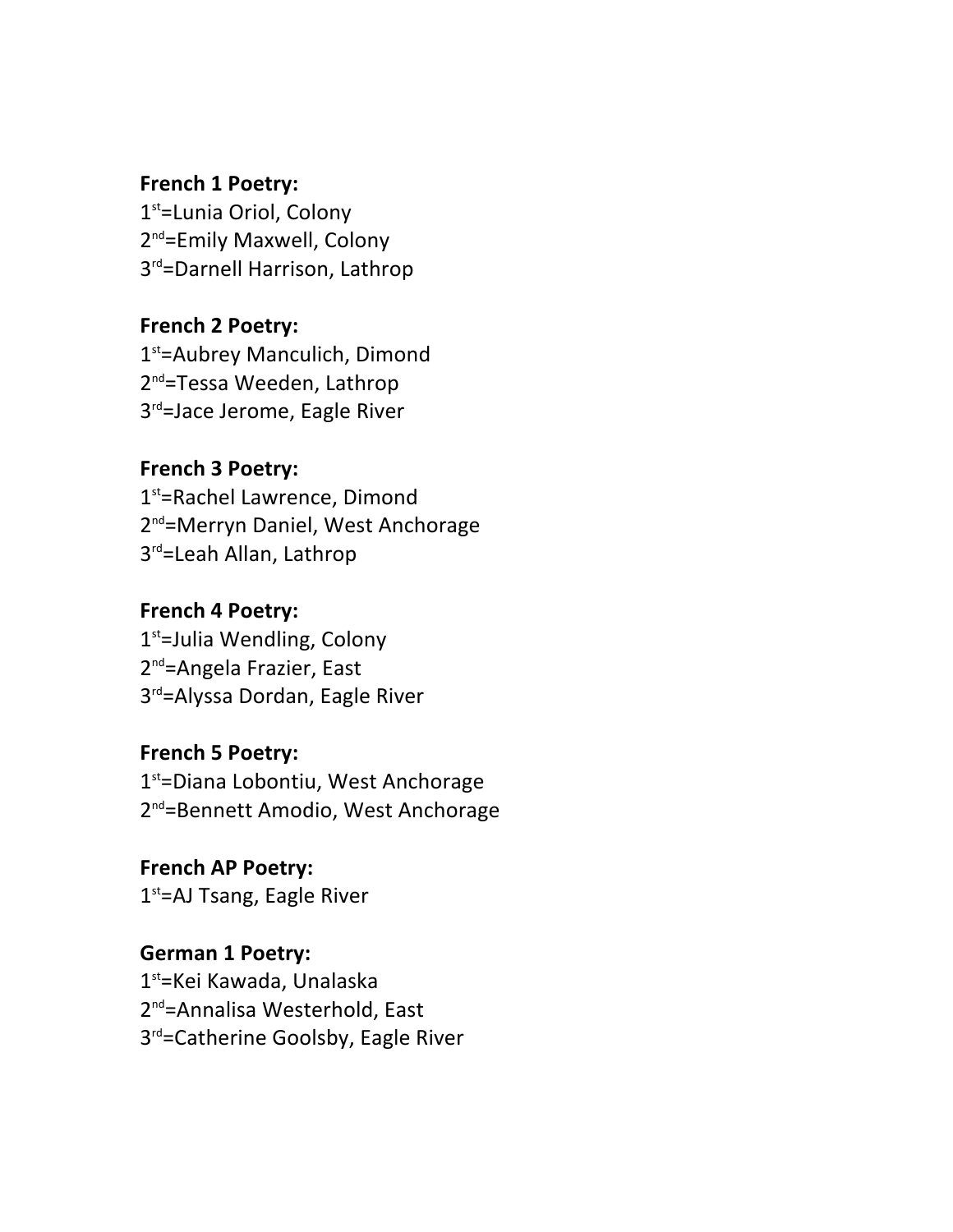**French 1 Poetry:**
1st=Lunia Oriol, Colony
2nd=Emily Maxwell, Colony
3rd=Darnell Harrison, Lathrop

**French 2 Poetry:**
1st=Aubrey Manculich, Dimond
2nd=Tessa Weeden, Lathrop
3rd=Jace Jerome, Eagle River

**French 3 Poetry:**
1st=Rachel Lawrence, Dimond
2nd=Merryn Daniel, West Anchorage
3rd=Leah Allan, Lathrop

**French 4 Poetry:**
1st=Julia Wendling, Colony
2nd=Angela Frazier, East
3rd=Alyssa Dordan, Eagle River

**French 5 Poetry:**
1st=Diana Lobontiu, West Anchorage
2nd=Bennett Amodio, West Anchorage

**French AP Poetry:**
1st=AJ Tsang, Eagle River

**German 1 Poetry:**
1st=Kei Kawada, Unalaska
2nd=Annalisa Westerhold, East
3rd=Catherine Goolsby, Eagle River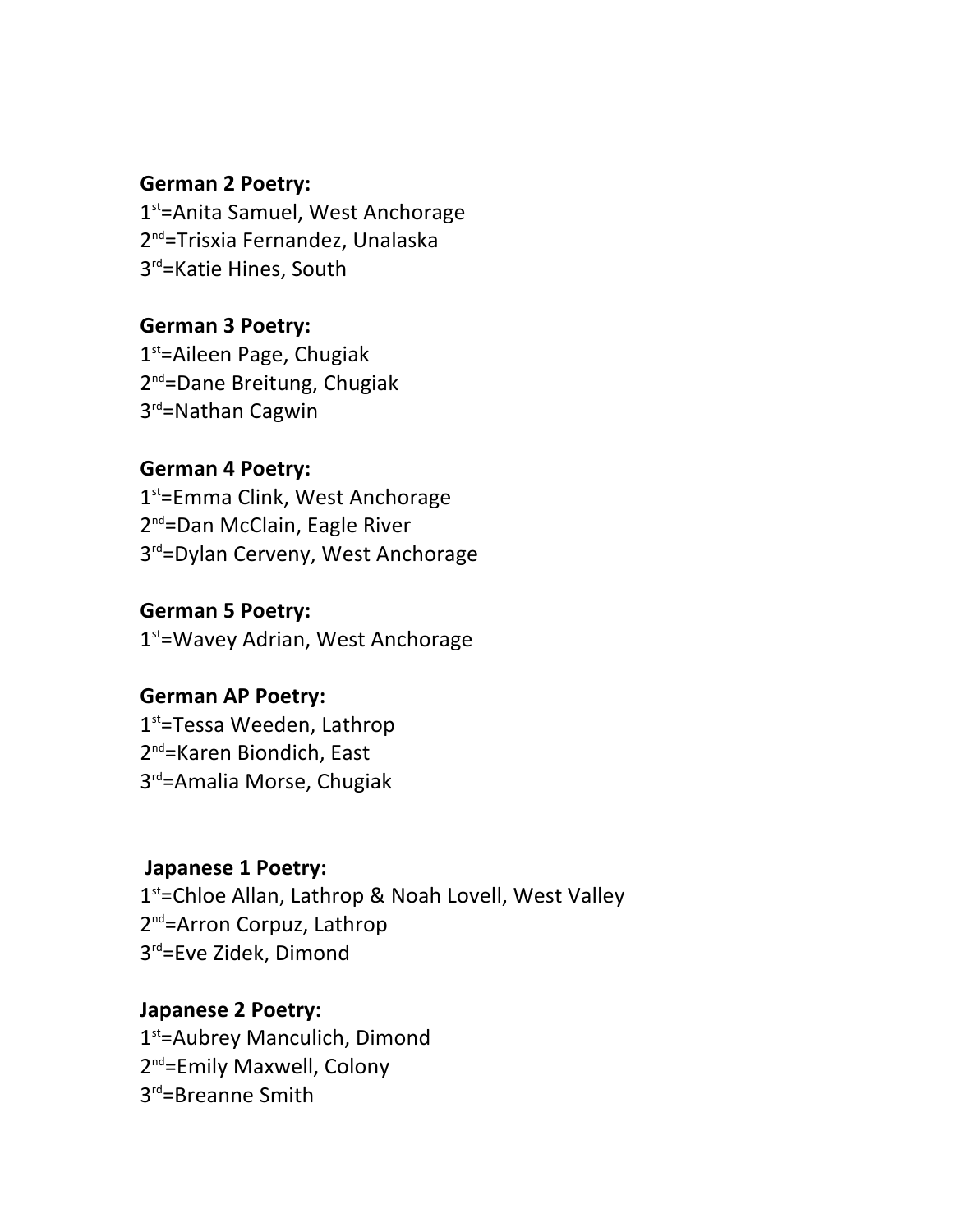**German 2 Poetry:**
1st=Anita Samuel, West Anchorage
2nd=Trisxia Fernandez, Unalaska
3rd=Katie Hines, South

**German 3 Poetry:**
1st=Aileen Page, Chugiak
2nd=Dane Breitung, Chugiak
3rd=Nathan Cagwin

**German 4 Poetry:**
1st=Emma Clink, West Anchorage
2nd=Dan McClain, Eagle River
3rd=Dylan Cerveny, West Anchorage

**German 5 Poetry:**
1st=Wavey Adrian, West Anchorage

**German AP Poetry:**
1st=Tessa Weeden, Lathrop
2nd=Karen Biondich, East
3rd=Amalia Morse, Chugiak

**Japanese 1 Poetry:**
1st=Chloe Allan, Lathrop & Noah Lovell, West Valley
2nd=Arron Corpuz, Lathrop
3rd=Eve Zidek, Dimond

**Japanese 2 Poetry:**
1st=Aubrey Manculich, Dimond
2nd=Emily Maxwell, Colony
3rd=Breanne Smith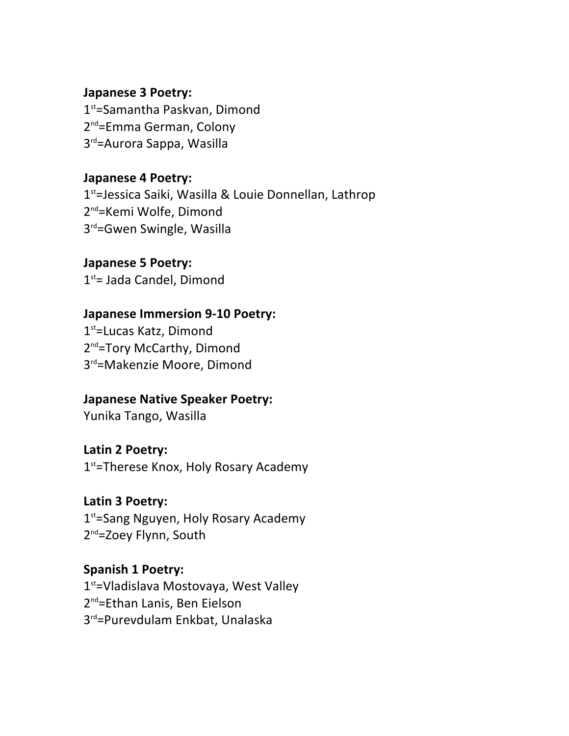**Japanese 3 Poetry:**
1st=Samantha Paskvan, Dimond
2nd=Emma German, Colony
3rd=Aurora Sappa, Wasilla

**Japanese 4 Poetry:**
1st=Jessica Saiki, Wasilla & Louie Donnellan, Lathrop
2nd=Kemi Wolfe, Dimond
3rd=Gwen Swingle, Wasilla

**Japanese 5 Poetry:**
1st= Jada Candel, Dimond

**Japanese Immersion 9-10 Poetry:**
1st=Lucas Katz, Dimond
2nd=Tory McCarthy, Dimond
3rd=Makenzie Moore, Dimond

**Japanese Native Speaker Poetry:**
Yunika Tango, Wasilla

**Latin 2 Poetry:**
1st=Therese Knox, Holy Rosary Academy

**Latin 3 Poetry:**
1st=Sang Nguyen, Holy Rosary Academy
2nd=Zoey Flynn, South

**Spanish 1 Poetry:**
1st=Vladislava Mostovaya, West Valley
2nd=Ethan Lanis, Ben Eielson
3rd=Purevdulam Enkbat, Unalaska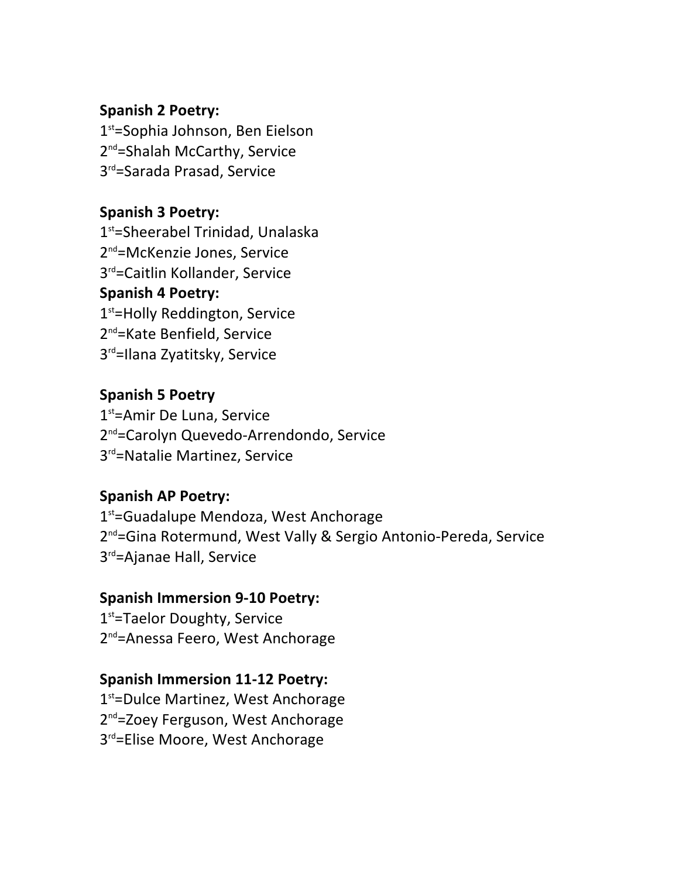**Spanish 2 Poetry:**
1st=Sophia Johnson, Ben Eielson
2nd=Shalah McCarthy, Service
3rd=Sarada Prasad, Service

**Spanish 3 Poetry:**
1st=Sheerabel Trinidad, Unalaska
2nd=McKenzie Jones, Service
3rd=Caitlin Kollander, Service

**Spanish 4 Poetry:**
1st=Holly Reddington, Service
2nd=Kate Benfield, Service
3rd=Ilana Zyatitsky, Service

**Spanish 5 Poetry**
1st=Amir De Luna, Service
2nd=Carolyn Quevedo-Arrendondo, Service
3rd=Natalie Martinez, Service

**Spanish AP Poetry:**
1st=Guadalupe Mendoza, West Anchorage
2nd=Gina Rotermund, West Vally & Sergio Antonio-Pereda, Service
3rd=Ajanae Hall, Service

**Spanish Immersion 9-10 Poetry:**
1st=Taelor Doughty, Service
2nd=Anessa Feero, West Anchorage

**Spanish Immersion 11-12 Poetry:**
1st=Dulce Martinez, West Anchorage
2nd=Zoey Ferguson, West Anchorage
3rd=Elise Moore, West Anchorage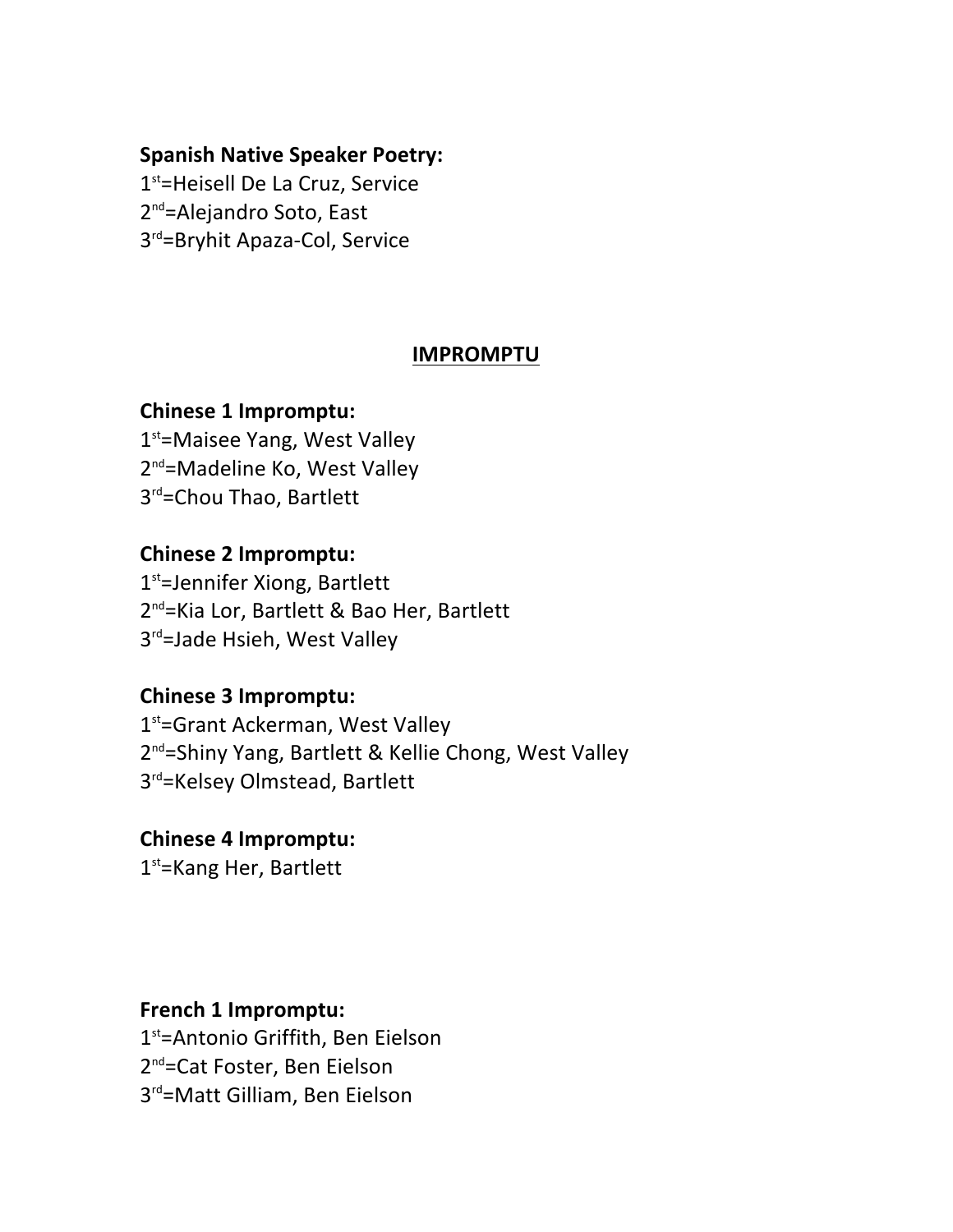**Spanish Native Speaker Poetry:**
1st=Heisell De La Cruz, Service
2nd=Alejandro Soto, East
3rd=Bryhit Apaza-Col, Service

## IMPROMPTU

**Chinese 1 Impromptu:**
1st=Maisee Yang, West Valley
2nd=Madeline Ko, West Valley
3rd=Chou Thao, Bartlett

**Chinese 2 Impromptu:**
1st=Jennifer Xiong, Bartlett
2nd=Kia Lor, Bartlett & Bao Her, Bartlett
3rd=Jade Hsieh, West Valley

**Chinese 3 Impromptu:**
1st=Grant Ackerman, West Valley
2nd=Shiny Yang, Bartlett & Kellie Chong, West Valley
3rd=Kelsey Olmstead, Bartlett

**Chinese 4 Impromptu:**
1st=Kang Her, Bartlett

**French 1 Impromptu:**
1st=Antonio Griffith, Ben Eielson
2nd=Cat Foster, Ben Eielson
3rd=Matt Gilliam, Ben Eielson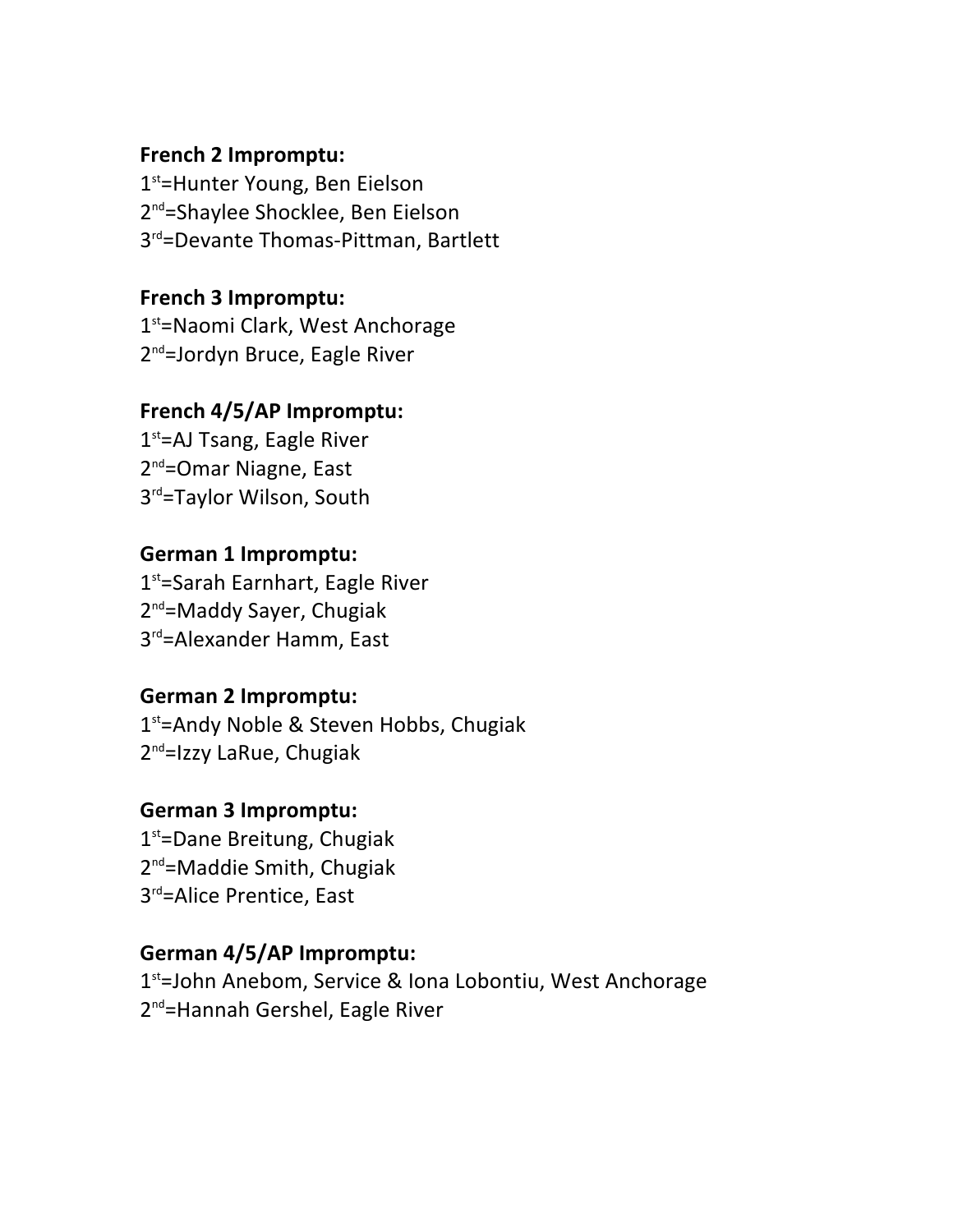**French 2 Impromptu:**
1st=Hunter Young, Ben Eielson
2nd=Shaylee Shocklee, Ben Eielson
3rd=Devante Thomas-Pittman, Bartlett

**French 3 Impromptu:**
1st=Naomi Clark, West Anchorage
2nd=Jordyn Bruce, Eagle River

**French 4/5/AP Impromptu:**
1st=AJ Tsang, Eagle River
2nd=Omar Niagne, East
3rd=Taylor Wilson, South

**German 1 Impromptu:**
1st=Sarah Earnhart, Eagle River
2nd=Maddy Sayer, Chugiak
3rd=Alexander Hamm, East

**German 2 Impromptu:**
1st=Andy Noble & Steven Hobbs, Chugiak
2nd=Izzy LaRue, Chugiak

**German 3 Impromptu:**
1st=Dane Breitung, Chugiak
2nd=Maddie Smith, Chugiak
3rd=Alice Prentice, East

**German 4/5/AP Impromptu:**
1st=John Anebom, Service & Iona Lobontiu, West Anchorage
2nd=Hannah Gershel, Eagle River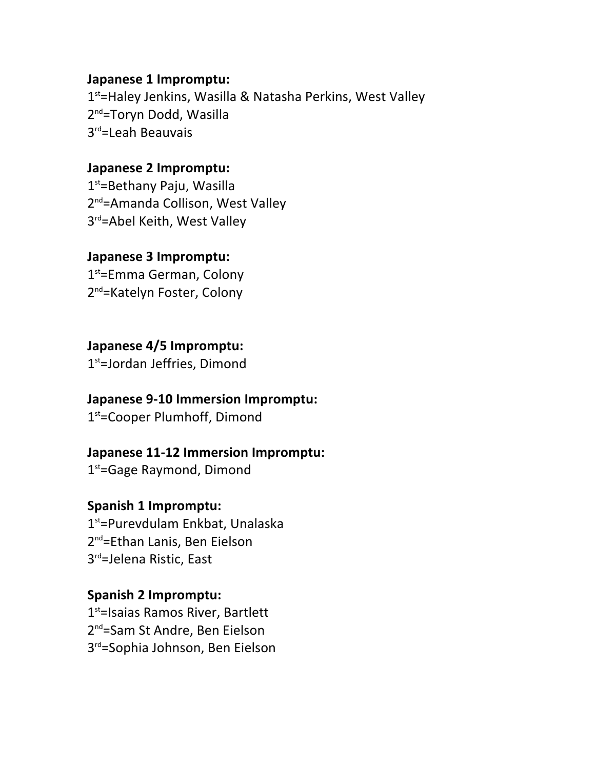**Japanese 1 Impromptu:**
1st=Haley Jenkins, Wasilla & Natasha Perkins, West Valley
2nd=Toryn Dodd, Wasilla
3rd=Leah Beauvais

**Japanese 2 Impromptu:**
1st=Bethany Paju, Wasilla
2nd=Amanda Collison, West Valley
3rd=Abel Keith, West Valley

**Japanese 3 Impromptu:**
1st=Emma German, Colony
2nd=Katelyn Foster, Colony

**Japanese 4/5 Impromptu:**
1st=Jordan Jeffries, Dimond

**Japanese 9-10 Immersion Impromptu:**
1st=Cooper Plumhoff, Dimond

**Japanese 11-12 Immersion Impromptu:**
1st=Gage Raymond, Dimond

**Spanish 1 Impromptu:**
1st=Purevdulam Enkbat, Unalaska
2nd=Ethan Lanis, Ben Eielson
3rd=Jelena Ristic, East

**Spanish 2 Impromptu:**
1st=Isaias Ramos River, Bartlett
2nd=Sam St Andre, Ben Eielson
3rd=Sophia Johnson, Ben Eielson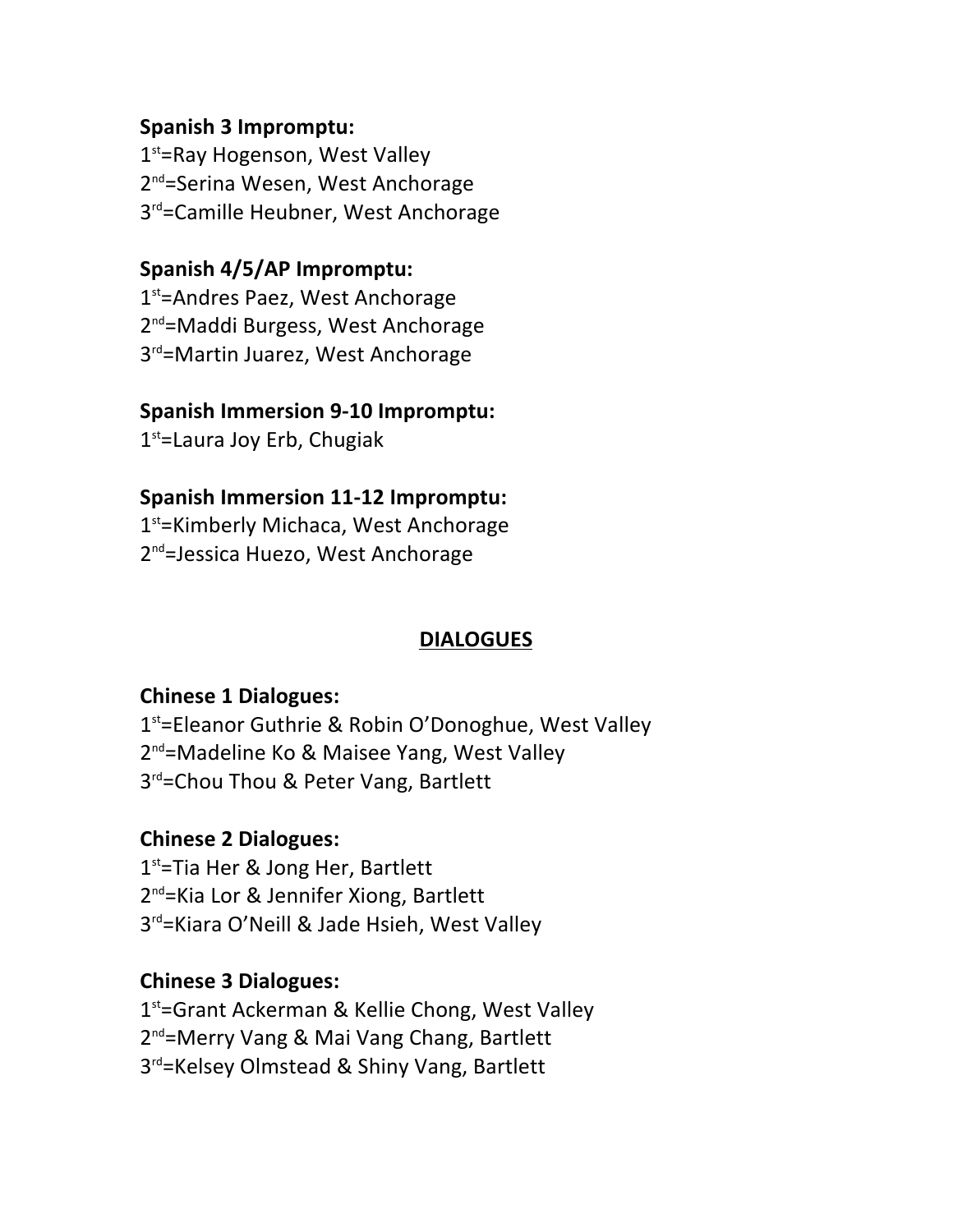**Spanish 3 Impromptu:**
1st=Ray Hogenson, West Valley
2nd=Serina Wesen, West Anchorage
3rd=Camille Heubner, West Anchorage

**Spanish 4/5/AP Impromptu:**
1st=Andres Paez, West Anchorage
2nd=Maddi Burgess, West Anchorage
3rd=Martin Juarez, West Anchorage

**Spanish Immersion 9-10 Impromptu:**
1st=Laura Joy Erb, Chugiak

**Spanish Immersion 11-12 Impromptu:**
1st=Kimberly Michaca, West Anchorage
2nd=Jessica Huezo, West Anchorage

## DIALOGUES

**Chinese 1 Dialogues:**
1st=Eleanor Guthrie & Robin O'Donoghue, West Valley
2nd=Madeline Ko & Maisee Yang, West Valley
3rd=Chou Thou & Peter Vang, Bartlett

**Chinese 2 Dialogues:**
1st=Tia Her & Jong Her, Bartlett
2nd=Kia Lor & Jennifer Xiong, Bartlett
3rd=Kiara O'Neill & Jade Hsieh, West Valley

**Chinese 3 Dialogues:**
1st=Grant Ackerman & Kellie Chong, West Valley
2nd=Merry Vang & Mai Vang Chang, Bartlett
3rd=Kelsey Olmstead & Shiny Vang, Bartlett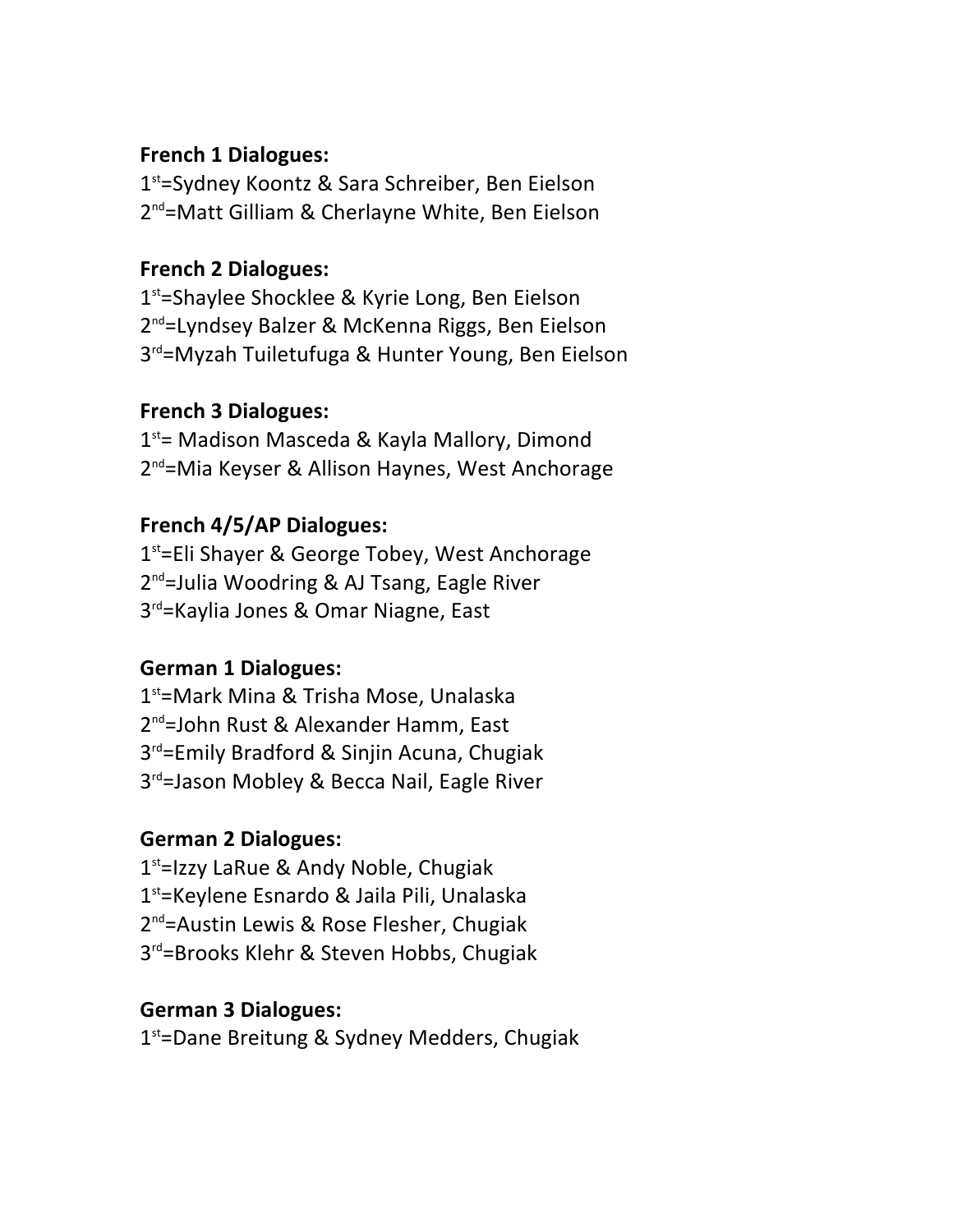**French 1 Dialogues:**
1st=Sydney Koontz & Sara Schreiber, Ben Eielson
2nd=Matt Gilliam & Cherlayne White, Ben Eielson

**French 2 Dialogues:**
1st=Shaylee Shocklee & Kyrie Long, Ben Eielson
2nd=Lyndsey Balzer & McKenna Riggs, Ben Eielson
3rd=Myzah Tuiletufuga & Hunter Young, Ben Eielson

**French 3 Dialogues:**
1st= Madison Masceda & Kayla Mallory, Dimond
2nd=Mia Keyser & Allison Haynes, West Anchorage

**French 4/5/AP Dialogues:**
1st=Eli Shayer & George Tobey, West Anchorage
2nd=Julia Woodring & AJ Tsang, Eagle River
3rd=Kaylia Jones & Omar Niagne, East

**German 1 Dialogues:**
1st=Mark Mina & Trisha Mose, Unalaska
2nd=John Rust & Alexander Hamm, East
3rd=Emily Bradford & Sinjin Acuna, Chugiak
3rd=Jason Mobley & Becca Nail, Eagle River

**German 2 Dialogues:**
1st=Izzy LaRue & Andy Noble, Chugiak
1st=Keylene Esnardo & Jaila Pili, Unalaska
2nd=Austin Lewis & Rose Flesher, Chugiak
3rd=Brooks Klehr & Steven Hobbs, Chugiak

**German 3 Dialogues:**
1st=Dane Breitung & Sydney Medders, Chugiak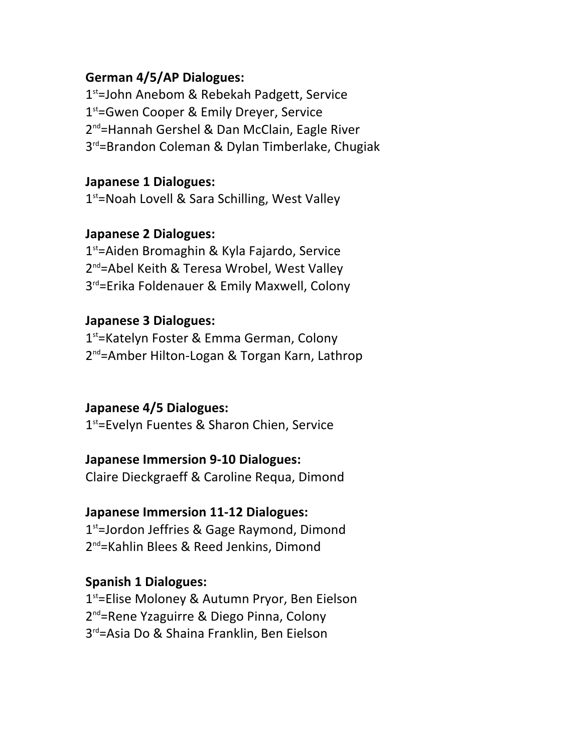**German 4/5/AP Dialogues:**
1st=John Anebom & Rebekah Padgett, Service
1st=Gwen Cooper & Emily Dreyer, Service
2nd=Hannah Gershel & Dan McClain, Eagle River
3rd=Brandon Coleman & Dylan Timberlake, Chugiak

**Japanese 1 Dialogues:**
1st=Noah Lovell & Sara Schilling, West Valley

**Japanese 2 Dialogues:**
1st=Aiden Bromaghin & Kyla Fajardo, Service
2nd=Abel Keith & Teresa Wrobel, West Valley
3rd=Erika Foldenauer & Emily Maxwell, Colony

**Japanese 3 Dialogues:**
1st=Katelyn Foster & Emma German, Colony
2nd=Amber Hilton-Logan & Torgan Karn, Lathrop

**Japanese 4/5 Dialogues:**
1st=Evelyn Fuentes & Sharon Chien, Service

**Japanese Immersion 9-10 Dialogues:**
Claire Dieckgraeff & Caroline Requa, Dimond

**Japanese Immersion 11-12 Dialogues:**
1st=Jordon Jeffries & Gage Raymond, Dimond
2nd=Kahlin Blees & Reed Jenkins, Dimond

**Spanish 1 Dialogues:**
1st=Elise Moloney & Autumn Pryor, Ben Eielson
2nd=Rene Yzaguirre & Diego Pinna, Colony
3rd=Asia Do & Shaina Franklin, Ben Eielson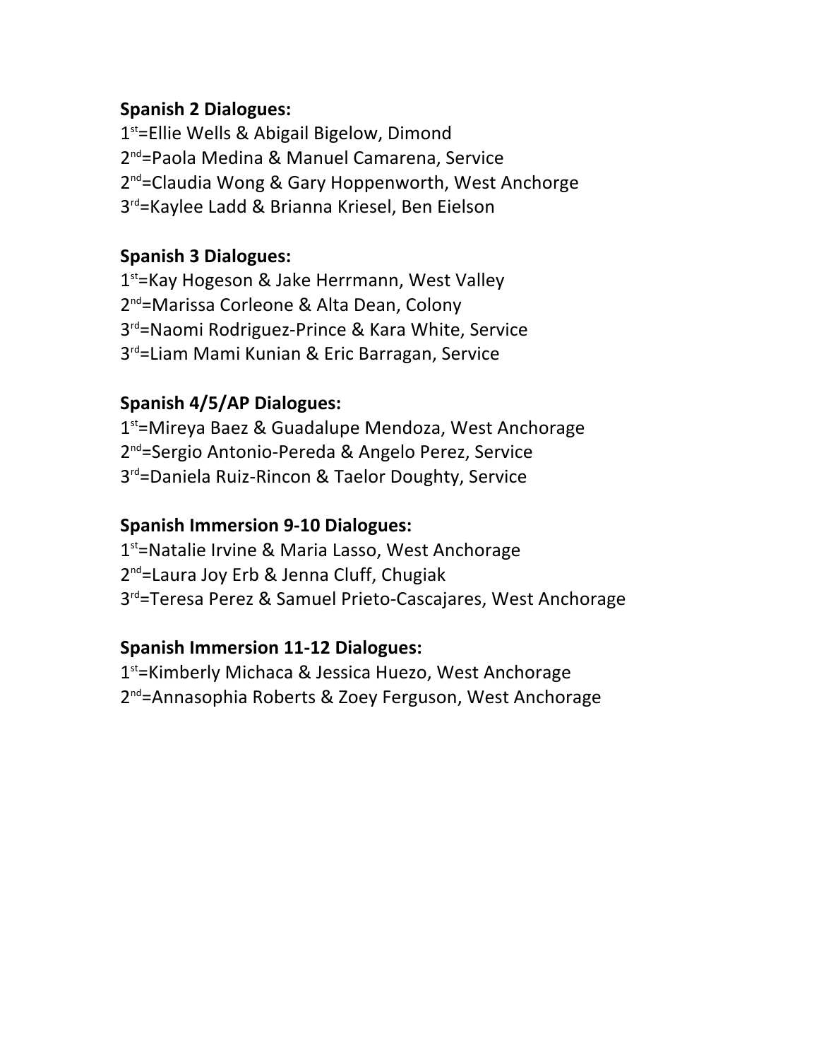**Spanish 2 Dialogues:**

1st=Ellie Wells & Abigail Bigelow, Dimond
2nd=Paola Medina & Manuel Camarena, Service
2nd=Claudia Wong & Gary Hoppenworth, West Anchorge
3rd=Kaylee Ladd & Brianna Kriesel, Ben Eielson

**Spanish 3 Dialogues:**

1st=Kay Hogeson & Jake Herrmann, West Valley
2nd=Marissa Corleone & Alta Dean, Colony
3rd=Naomi Rodriguez-Prince & Kara White, Service
3rd=Liam Mami Kunian & Eric Barragan, Service

**Spanish 4/5/AP Dialogues:**

1st=Mireya Baez & Guadalupe Mendoza, West Anchorage
2nd=Sergio Antonio-Pereda & Angelo Perez, Service
3rd=Daniela Ruiz-Rincon & Taelor Doughty, Service

**Spanish Immersion 9-10 Dialogues:**

1st=Natalie Irvine & Maria Lasso, West Anchorage
2nd=Laura Joy Erb & Jenna Cluff, Chugiak
3rd=Teresa Perez & Samuel Prieto-Cascajares, West Anchorage

**Spanish Immersion 11-12 Dialogues:**

1st=Kimberly Michaca & Jessica Huezo, West Anchorage
2nd=Annasophia Roberts & Zoey Ferguson, West Anchorage